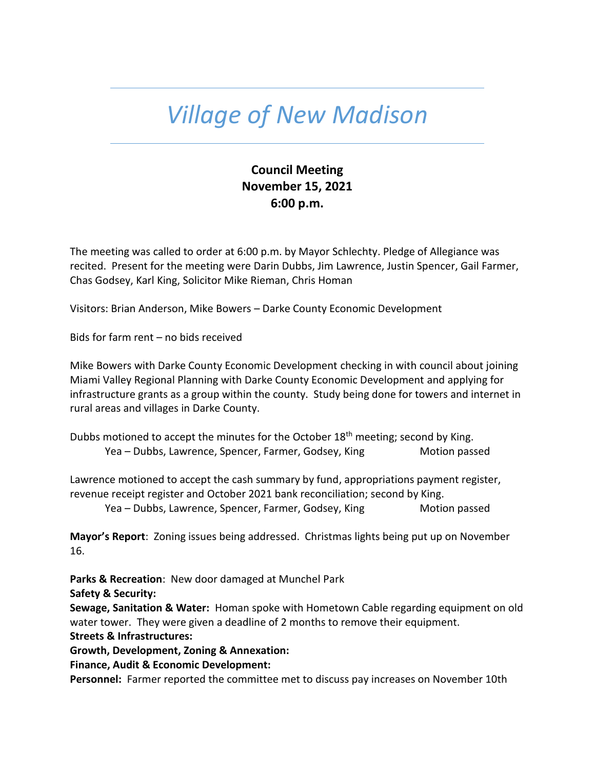# *Village of New Madison*

**Council Meeting**
**November 15, 2021**
**6:00 p.m.**

The meeting was called to order at 6:00 p.m. by Mayor Schlechty. Pledge of Allegiance was recited. Present for the meeting were Darin Dubbs, Jim Lawrence, Justin Spencer, Gail Farmer, Chas Godsey, Karl King, Solicitor Mike Rieman, Chris Homan

Visitors: Brian Anderson, Mike Bowers – Darke County Economic Development

Bids for farm rent – no bids received

Mike Bowers with Darke County Economic Development checking in with council about joining Miami Valley Regional Planning with Darke County Economic Development and applying for infrastructure grants as a group within the county. Study being done for towers and internet in rural areas and villages in Darke County.

Dubbs motioned to accept the minutes for the October 18th meeting; second by King.
Yea – Dubbs, Lawrence, Spencer, Farmer, Godsey, King Motion passed

Lawrence motioned to accept the cash summary by fund, appropriations payment register, revenue receipt register and October 2021 bank reconciliation; second by King.
Yea – Dubbs, Lawrence, Spencer, Farmer, Godsey, King Motion passed

**Mayor's Report**: Zoning issues being addressed. Christmas lights being put up on November 16.

**Parks & Recreation**: New door damaged at Munchel Park
**Safety & Security:**
**Sewage, Sanitation & Water:** Homan spoke with Hometown Cable regarding equipment on old water tower. They were given a deadline of 2 months to remove their equipment.
**Streets & Infrastructures:**
**Growth, Development, Zoning & Annexation:**
**Finance, Audit & Economic Development:**
**Personnel:** Farmer reported the committee met to discuss pay increases on November 10th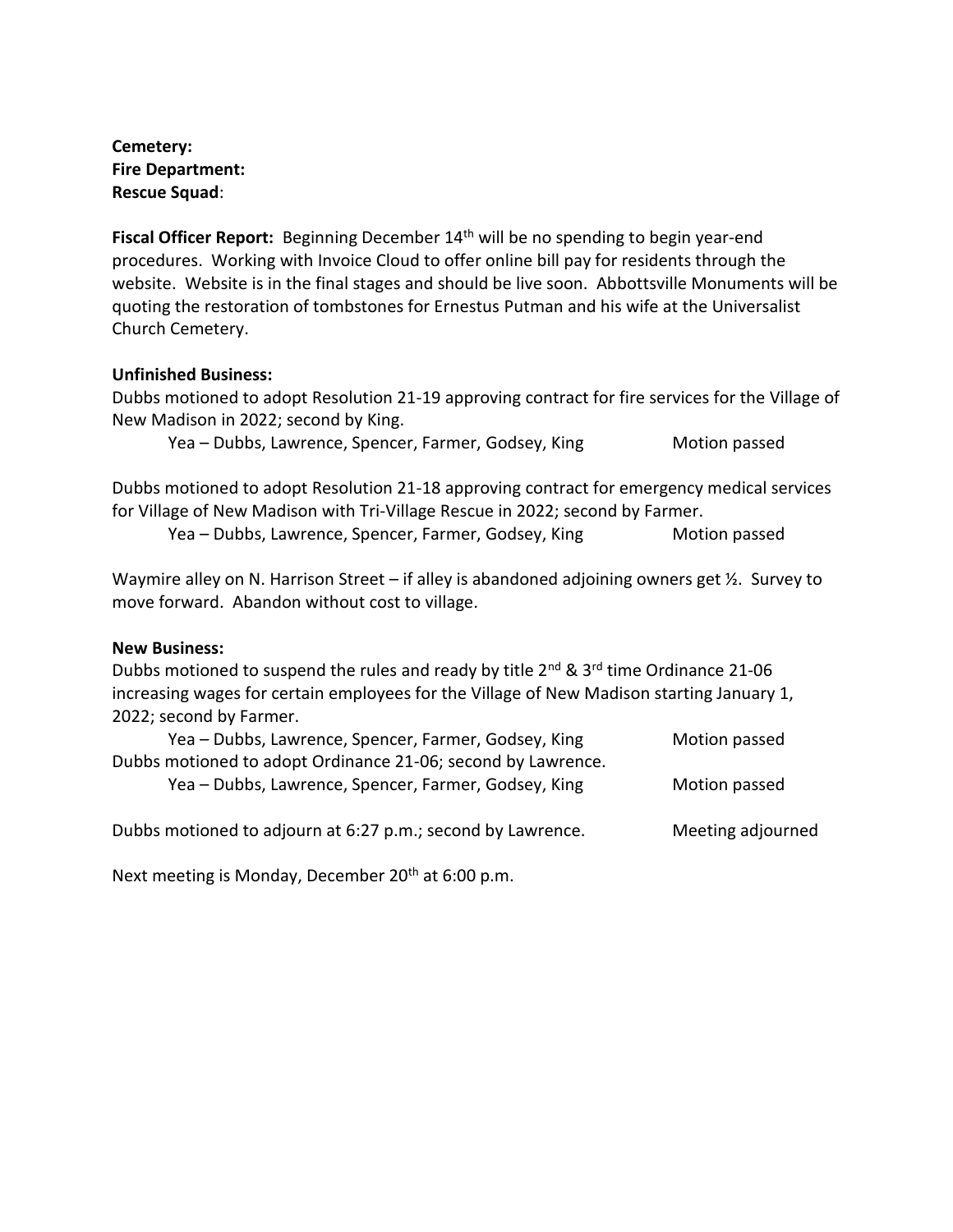**Cemetery:**
**Fire Department:**
**Rescue Squad**:

**Fiscal Officer Report:** Beginning December 14th will be no spending to begin year-end procedures. Working with Invoice Cloud to offer online bill pay for residents through the website. Website is in the final stages and should be live soon. Abbottsville Monuments will be quoting the restoration of tombstones for Ernestus Putman and his wife at the Universalist Church Cemetery.

**Unfinished Business:**

Dubbs motioned to adopt Resolution 21-19 approving contract for fire services for the Village of New Madison in 2022; second by King.

Yea – Dubbs, Lawrence, Spencer, Farmer, Godsey, King — Motion passed

Dubbs motioned to adopt Resolution 21-18 approving contract for emergency medical services for Village of New Madison with Tri-Village Rescue in 2022; second by Farmer.

Yea – Dubbs, Lawrence, Spencer, Farmer, Godsey, King — Motion passed

Waymire alley on N. Harrison Street – if alley is abandoned adjoining owners get ½. Survey to move forward. Abandon without cost to village.

**New Business:**

Dubbs motioned to suspend the rules and ready by title 2nd & 3rd time Ordinance 21-06 increasing wages for certain employees for the Village of New Madison starting January 1, 2022; second by Farmer.

Yea – Dubbs, Lawrence, Spencer, Farmer, Godsey, King — Motion passed

Dubbs motioned to adopt Ordinance 21-06; second by Lawrence.

Yea – Dubbs, Lawrence, Spencer, Farmer, Godsey, King — Motion passed

Dubbs motioned to adjourn at 6:27 p.m.; second by Lawrence. — Meeting adjourned

Next meeting is Monday, December 20th at 6:00 p.m.